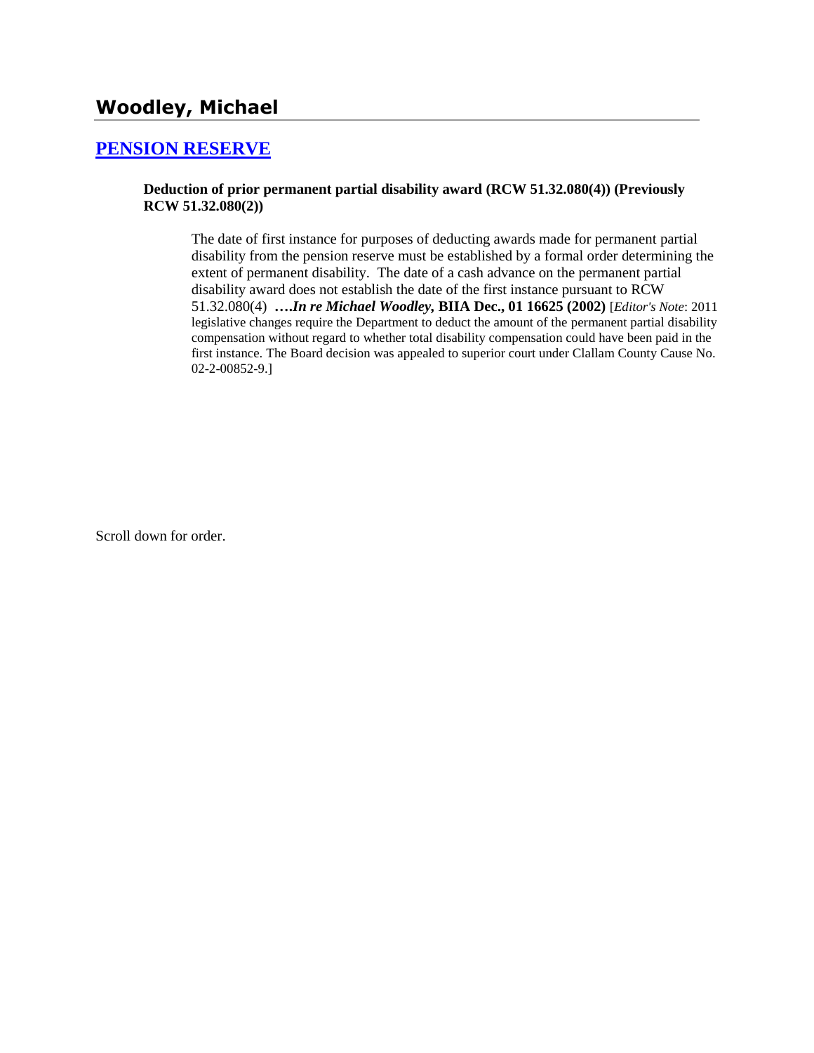# Woodley, Michael

## PENSION RESERVE

**Deduction of prior permanent partial disability award (RCW 51.32.080(4)) (Previously RCW 51.32.080(2))**

The date of first instance for purposes of deducting awards made for permanent partial disability from the pension reserve must be established by a formal order determining the extent of permanent disability. The date of a cash advance on the permanent partial disability award does not establish the date of the first instance pursuant to RCW 51.32.080(4) **….*In re Michael Woodley*, BIIA Dec., 01 16625 (2002)** [*Editor's Note*: 2011 legislative changes require the Department to deduct the amount of the permanent partial disability compensation without regard to whether total disability compensation could have been paid in the first instance. The Board decision was appealed to superior court under Clallam County Cause No. 02-2-00852-9.]

Scroll down for order.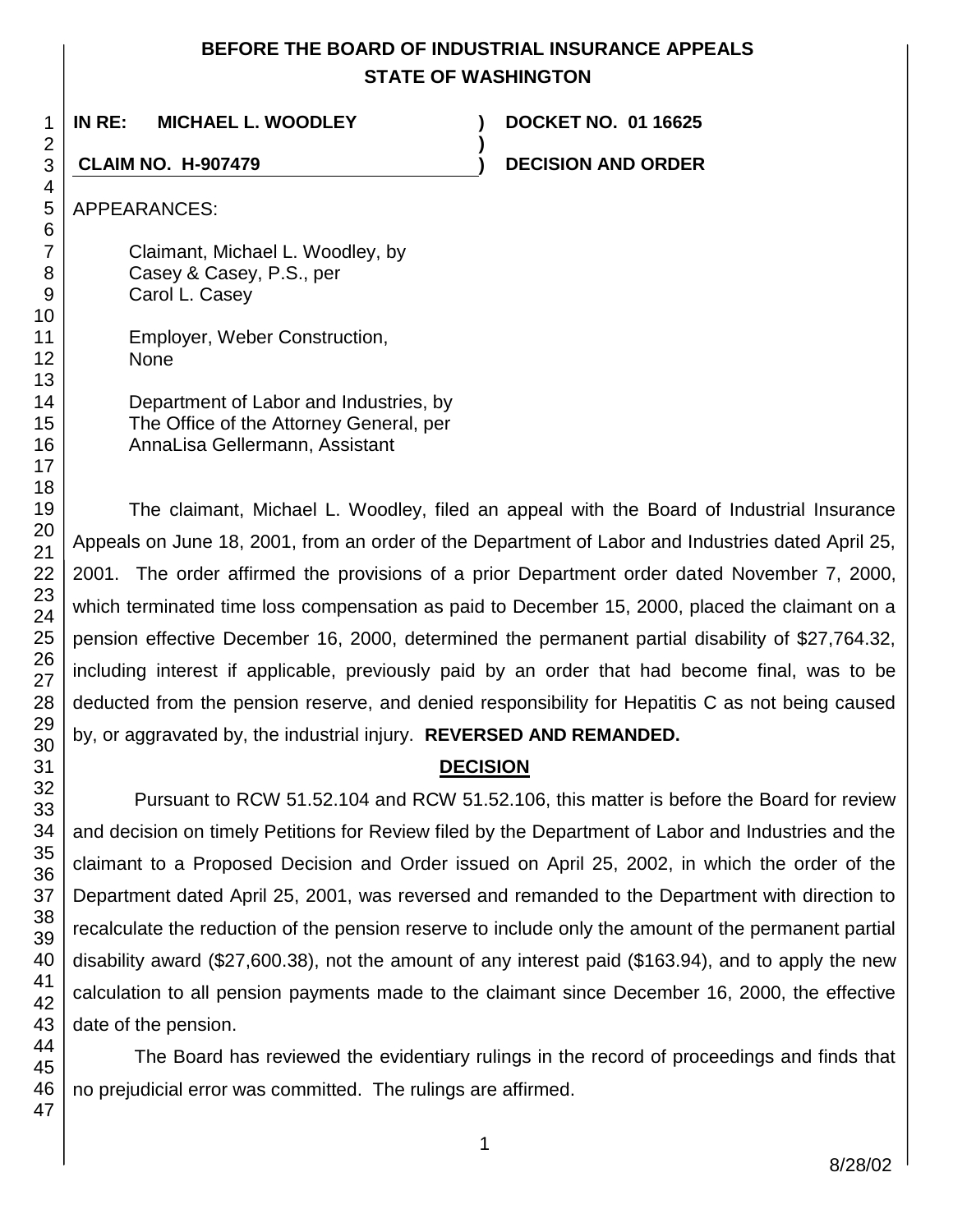**BEFORE THE BOARD OF INDUSTRIAL INSURANCE APPEALS**
**STATE OF WASHINGTON**

| | | |
|---|---|---|
| **IN RE: MICHAEL L. WOODLEY** | **)** | **DOCKET NO. 01 16625** |
| | **)** | |
| **CLAIM NO. H-907479** | **)** | **DECISION AND ORDER** |

APPEARANCES:

Claimant, Michael L. Woodley, by
Casey & Casey, P.S., per
Carol L. Casey

Employer, Weber Construction,
None

Department of Labor and Industries, by
The Office of the Attorney General, per
AnnaLisa Gellermann, Assistant

The claimant, Michael L. Woodley, filed an appeal with the Board of Industrial Insurance Appeals on June 18, 2001, from an order of the Department of Labor and Industries dated April 25, 2001. The order affirmed the provisions of a prior Department order dated November 7, 2000, which terminated time loss compensation as paid to December 15, 2000, placed the claimant on a pension effective December 16, 2000, determined the permanent partial disability of $27,764.32, including interest if applicable, previously paid by an order that had become final, was to be deducted from the pension reserve, and denied responsibility for Hepatitis C as not being caused by, or aggravated by, the industrial injury. **REVERSED AND REMANDED.**

## DECISION

Pursuant to RCW 51.52.104 and RCW 51.52.106, this matter is before the Board for review and decision on timely Petitions for Review filed by the Department of Labor and Industries and the claimant to a Proposed Decision and Order issued on April 25, 2002, in which the order of the Department dated April 25, 2001, was reversed and remanded to the Department with direction to recalculate the reduction of the pension reserve to include only the amount of the permanent partial disability award ($27,600.38), not the amount of any interest paid ($163.94), and to apply the new calculation to all pension payments made to the claimant since December 16, 2000, the effective date of the pension.

The Board has reviewed the evidentiary rulings in the record of proceedings and finds that no prejudicial error was committed. The rulings are affirmed.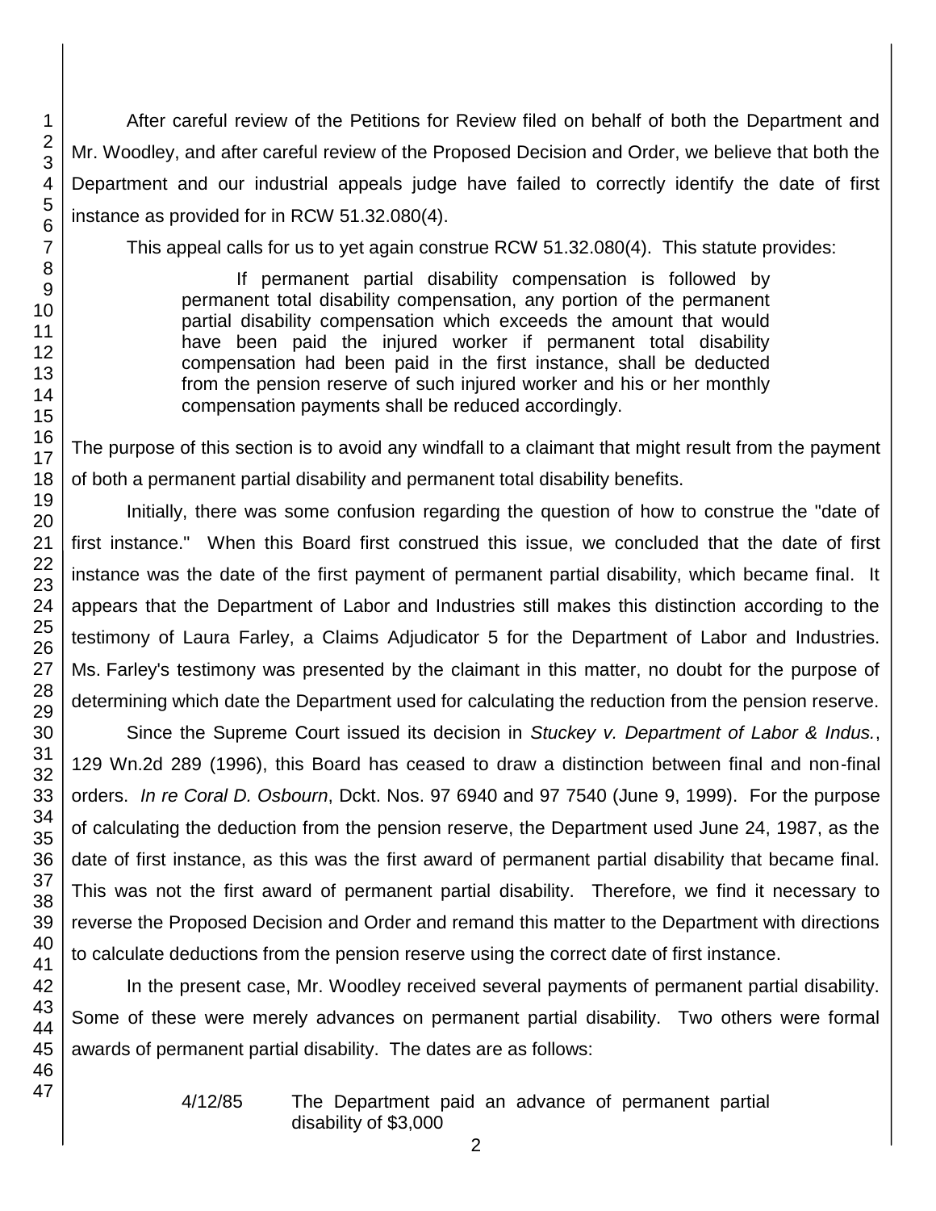After careful review of the Petitions for Review filed on behalf of both the Department and Mr. Woodley, and after careful review of the Proposed Decision and Order, we believe that both the Department and our industrial appeals judge have failed to correctly identify the date of first instance as provided for in RCW 51.32.080(4).

This appeal calls for us to yet again construe RCW 51.32.080(4). This statute provides:

> If permanent partial disability compensation is followed by permanent total disability compensation, any portion of the permanent partial disability compensation which exceeds the amount that would have been paid the injured worker if permanent total disability compensation had been paid in the first instance, shall be deducted from the pension reserve of such injured worker and his or her monthly compensation payments shall be reduced accordingly.

The purpose of this section is to avoid any windfall to a claimant that might result from the payment of both a permanent partial disability and permanent total disability benefits.

Initially, there was some confusion regarding the question of how to construe the "date of first instance." When this Board first construed this issue, we concluded that the date of first instance was the date of the first payment of permanent partial disability, which became final. It appears that the Department of Labor and Industries still makes this distinction according to the testimony of Laura Farley, a Claims Adjudicator 5 for the Department of Labor and Industries. Ms. Farley's testimony was presented by the claimant in this matter, no doubt for the purpose of determining which date the Department used for calculating the reduction from the pension reserve.

Since the Supreme Court issued its decision in *Stuckey v. Department of Labor & Indus.*, 129 Wn.2d 289 (1996), this Board has ceased to draw a distinction between final and non-final orders. *In re Coral D. Osbourn*, Dckt. Nos. 97 6940 and 97 7540 (June 9, 1999). For the purpose of calculating the deduction from the pension reserve, the Department used June 24, 1987, as the date of first instance, as this was the first award of permanent partial disability that became final. This was not the first award of permanent partial disability. Therefore, we find it necessary to reverse the Proposed Decision and Order and remand this matter to the Department with directions to calculate deductions from the pension reserve using the correct date of first instance.

In the present case, Mr. Woodley received several payments of permanent partial disability. Some of these were merely advances on permanent partial disability. Two others were formal awards of permanent partial disability. The dates are as follows:

4/12/85 The Department paid an advance of permanent partial disability of $3,000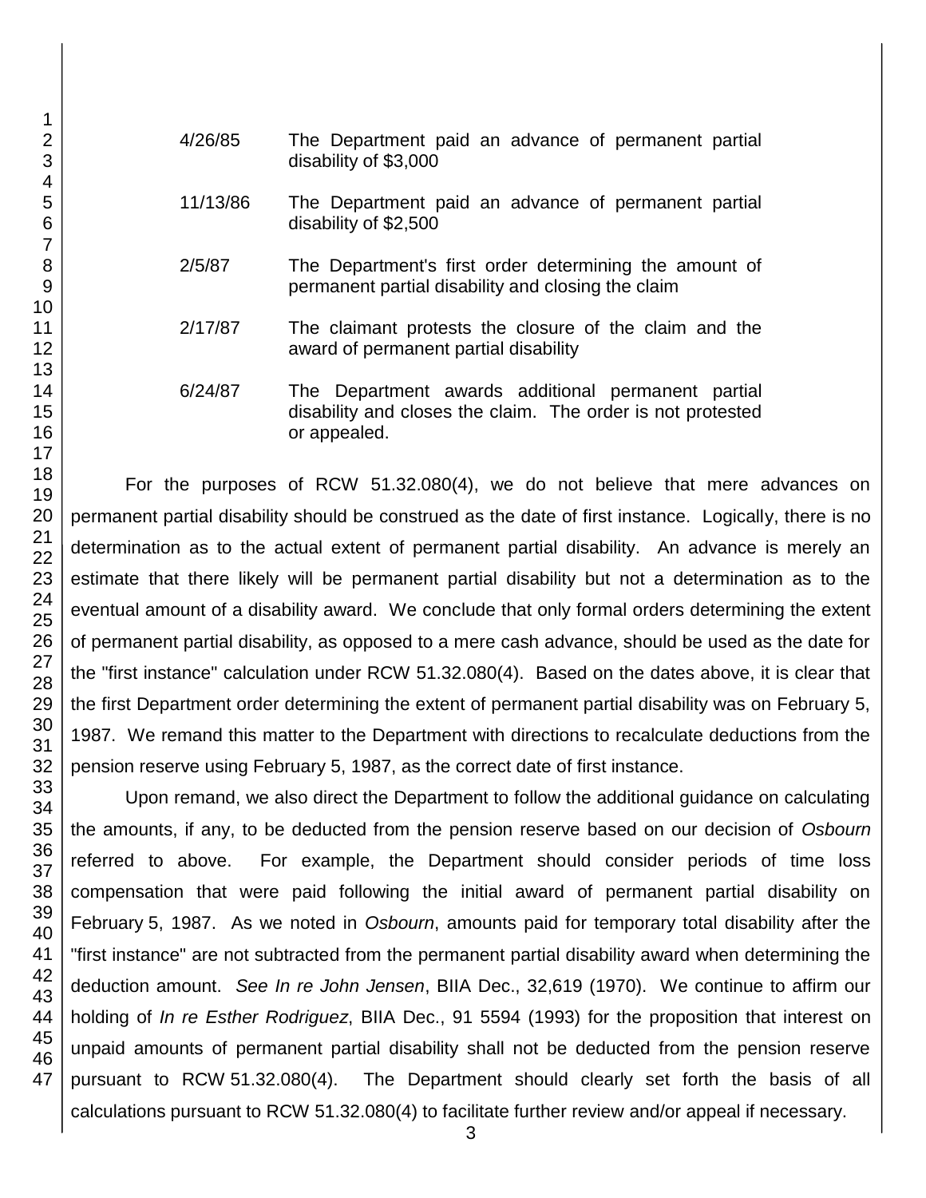| | |
|---|---|
| 4/26/85 | The Department paid an advance of permanent partial disability of $3,000 |
| 11/13/86 | The Department paid an advance of permanent partial disability of $2,500 |
| 2/5/87 | The Department's first order determining the amount of permanent partial disability and closing the claim |
| 2/17/87 | The claimant protests the closure of the claim and the award of permanent partial disability |
| 6/24/87 | The Department awards additional permanent partial disability and closes the claim. The order is not protested or appealed. |

For the purposes of RCW 51.32.080(4), we do not believe that mere advances on permanent partial disability should be construed as the date of first instance. Logically, there is no determination as to the actual extent of permanent partial disability. An advance is merely an estimate that there likely will be permanent partial disability but not a determination as to the eventual amount of a disability award. We conclude that only formal orders determining the extent of permanent partial disability, as opposed to a mere cash advance, should be used as the date for the "first instance" calculation under RCW 51.32.080(4). Based on the dates above, it is clear that the first Department order determining the extent of permanent partial disability was on February 5, 1987. We remand this matter to the Department with directions to recalculate deductions from the pension reserve using February 5, 1987, as the correct date of first instance.

Upon remand, we also direct the Department to follow the additional guidance on calculating the amounts, if any, to be deducted from the pension reserve based on our decision of *Osbourn* referred to above. For example, the Department should consider periods of time loss compensation that were paid following the initial award of permanent partial disability on February 5, 1987. As we noted in *Osbourn*, amounts paid for temporary total disability after the "first instance" are not subtracted from the permanent partial disability award when determining the deduction amount. *See In re John Jensen*, BIIA Dec., 32,619 (1970). We continue to affirm our holding of *In re Esther Rodriguez*, BIIA Dec., 91 5594 (1993) for the proposition that interest on unpaid amounts of permanent partial disability shall not be deducted from the pension reserve pursuant to RCW 51.32.080(4). The Department should clearly set forth the basis of all calculations pursuant to RCW 51.32.080(4) to facilitate further review and/or appeal if necessary.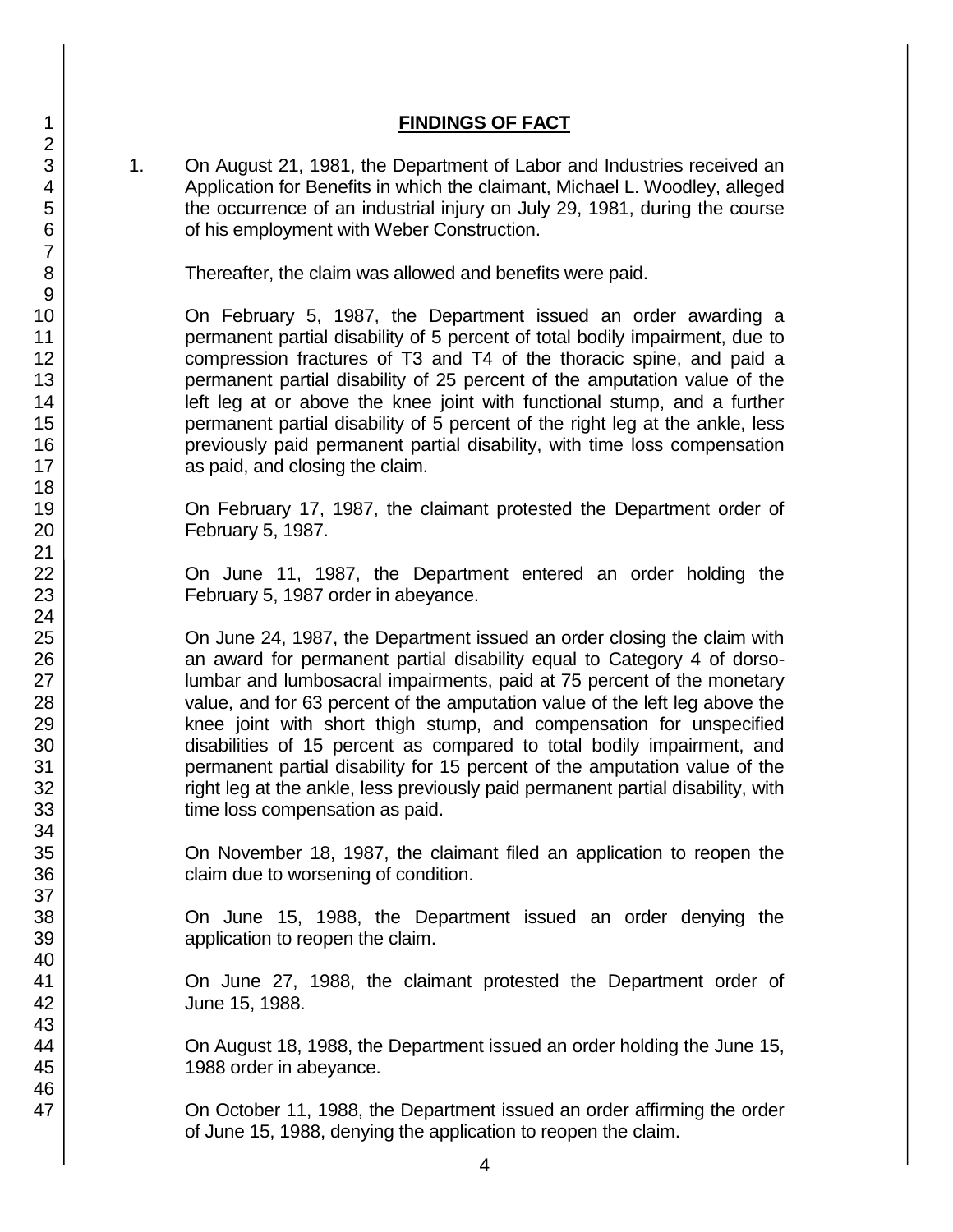## FINDINGS OF FACT

1. On August 21, 1981, the Department of Labor and Industries received an Application for Benefits in which the claimant, Michael L. Woodley, alleged the occurrence of an industrial injury on July 29, 1981, during the course of his employment with Weber Construction.

   Thereafter, the claim was allowed and benefits were paid.

   On February 5, 1987, the Department issued an order awarding a permanent partial disability of 5 percent of total bodily impairment, due to compression fractures of T3 and T4 of the thoracic spine, and paid a permanent partial disability of 25 percent of the amputation value of the left leg at or above the knee joint with functional stump, and a further permanent partial disability of 5 percent of the right leg at the ankle, less previously paid permanent partial disability, with time loss compensation as paid, and closing the claim.

   On February 17, 1987, the claimant protested the Department order of February 5, 1987.

   On June 11, 1987, the Department entered an order holding the February 5, 1987 order in abeyance.

   On June 24, 1987, the Department issued an order closing the claim with an award for permanent partial disability equal to Category 4 of dorso-lumbar and lumbosacral impairments, paid at 75 percent of the monetary value, and for 63 percent of the amputation value of the left leg above the knee joint with short thigh stump, and compensation for unspecified disabilities of 15 percent as compared to total bodily impairment, and permanent partial disability for 15 percent of the amputation value of the right leg at the ankle, less previously paid permanent partial disability, with time loss compensation as paid.

   On November 18, 1987, the claimant filed an application to reopen the claim due to worsening of condition.

   On June 15, 1988, the Department issued an order denying the application to reopen the claim.

   On June 27, 1988, the claimant protested the Department order of June 15, 1988.

   On August 18, 1988, the Department issued an order holding the June 15, 1988 order in abeyance.

   On October 11, 1988, the Department issued an order affirming the order of June 15, 1988, denying the application to reopen the claim.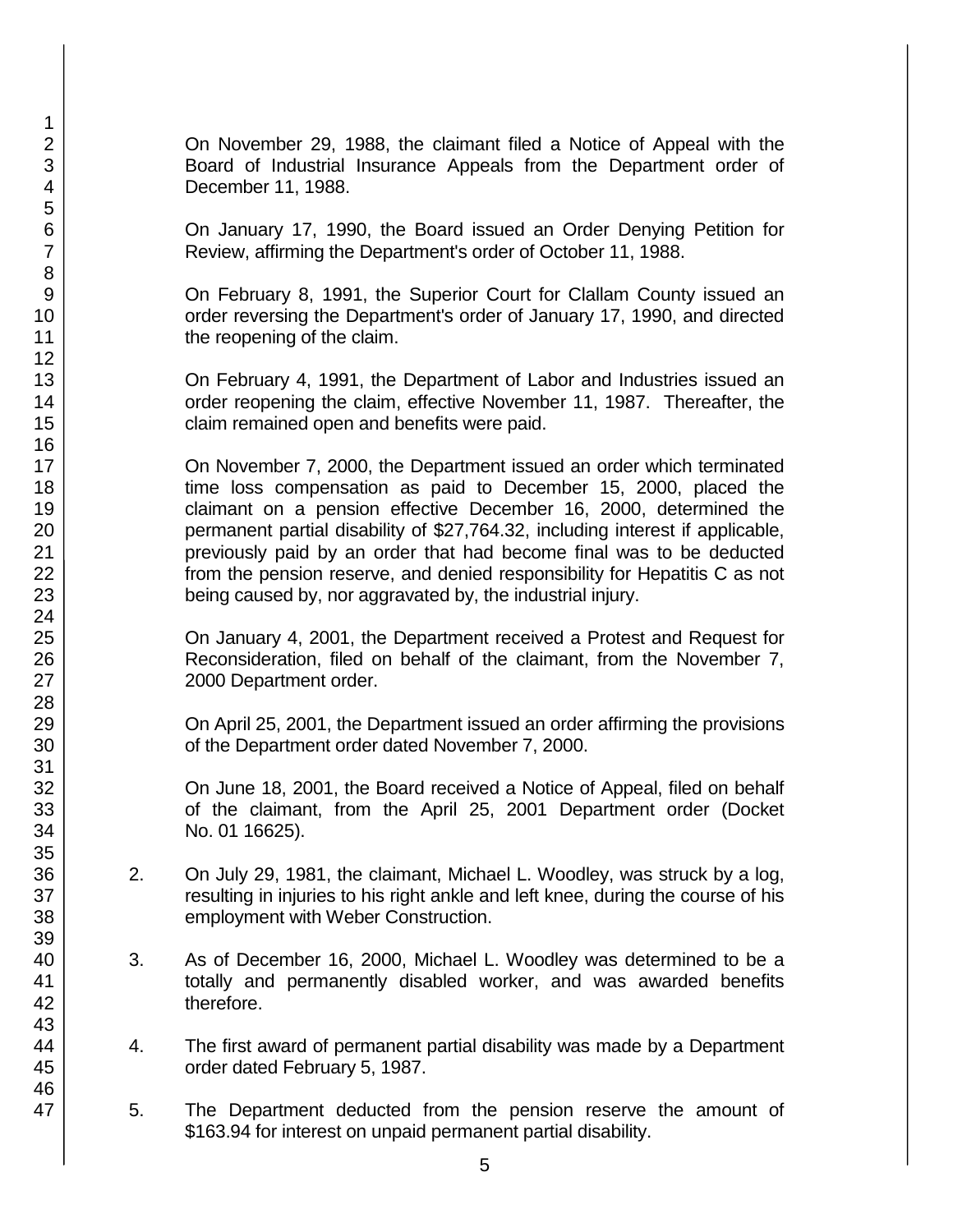On November 29, 1988, the claimant filed a Notice of Appeal with the Board of Industrial Insurance Appeals from the Department order of December 11, 1988.

On January 17, 1990, the Board issued an Order Denying Petition for Review, affirming the Department's order of October 11, 1988.

On February 8, 1991, the Superior Court for Clallam County issued an order reversing the Department's order of January 17, 1990, and directed the reopening of the claim.

On February 4, 1991, the Department of Labor and Industries issued an order reopening the claim, effective November 11, 1987. Thereafter, the claim remained open and benefits were paid.

On November 7, 2000, the Department issued an order which terminated time loss compensation as paid to December 15, 2000, placed the claimant on a pension effective December 16, 2000, determined the permanent partial disability of $27,764.32, including interest if applicable, previously paid by an order that had become final was to be deducted from the pension reserve, and denied responsibility for Hepatitis C as not being caused by, nor aggravated by, the industrial injury.

On January 4, 2001, the Department received a Protest and Request for Reconsideration, filed on behalf of the claimant, from the November 7, 2000 Department order.

On April 25, 2001, the Department issued an order affirming the provisions of the Department order dated November 7, 2000.

On June 18, 2001, the Board received a Notice of Appeal, filed on behalf of the claimant, from the April 25, 2001 Department order (Docket No. 01 16625).

2. On July 29, 1981, the claimant, Michael L. Woodley, was struck by a log, resulting in injuries to his right ankle and left knee, during the course of his employment with Weber Construction.

3. As of December 16, 2000, Michael L. Woodley was determined to be a totally and permanently disabled worker, and was awarded benefits therefore.

4. The first award of permanent partial disability was made by a Department order dated February 5, 1987.

5. The Department deducted from the pension reserve the amount of $163.94 for interest on unpaid permanent partial disability.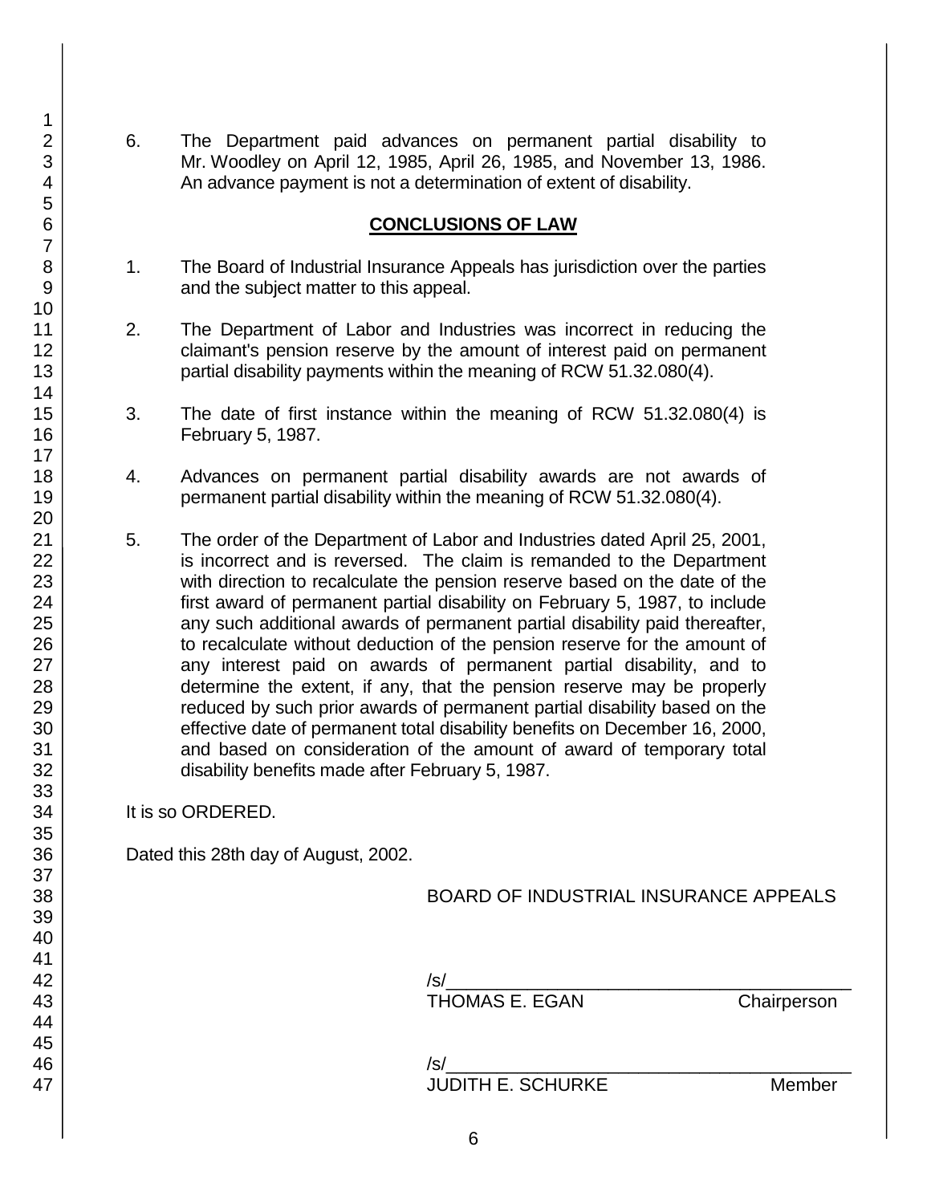6. The Department paid advances on permanent partial disability to Mr. Woodley on April 12, 1985, April 26, 1985, and November 13, 1986. An advance payment is not a determination of extent of disability.

## CONCLUSIONS OF LAW

1. The Board of Industrial Insurance Appeals has jurisdiction over the parties and the subject matter to this appeal.

2. The Department of Labor and Industries was incorrect in reducing the claimant's pension reserve by the amount of interest paid on permanent partial disability payments within the meaning of RCW 51.32.080(4).

3. The date of first instance within the meaning of RCW 51.32.080(4) is February 5, 1987.

4. Advances on permanent partial disability awards are not awards of permanent partial disability within the meaning of RCW 51.32.080(4).

5. The order of the Department of Labor and Industries dated April 25, 2001, is incorrect and is reversed. The claim is remanded to the Department with direction to recalculate the pension reserve based on the date of the first award of permanent partial disability on February 5, 1987, to include any such additional awards of permanent partial disability paid thereafter, to recalculate without deduction of the pension reserve for the amount of any interest paid on awards of permanent partial disability, and to determine the extent, if any, that the pension reserve may be properly reduced by such prior awards of permanent partial disability based on the effective date of permanent total disability benefits on December 16, 2000, and based on consideration of the amount of award of temporary total disability benefits made after February 5, 1987.

It is so ORDERED.

Dated this 28th day of August, 2002.

BOARD OF INDUSTRIAL INSURANCE APPEALS

/s/
THOMAS E. EGAN Chairperson

/s/
JUDITH E. SCHURKE Member